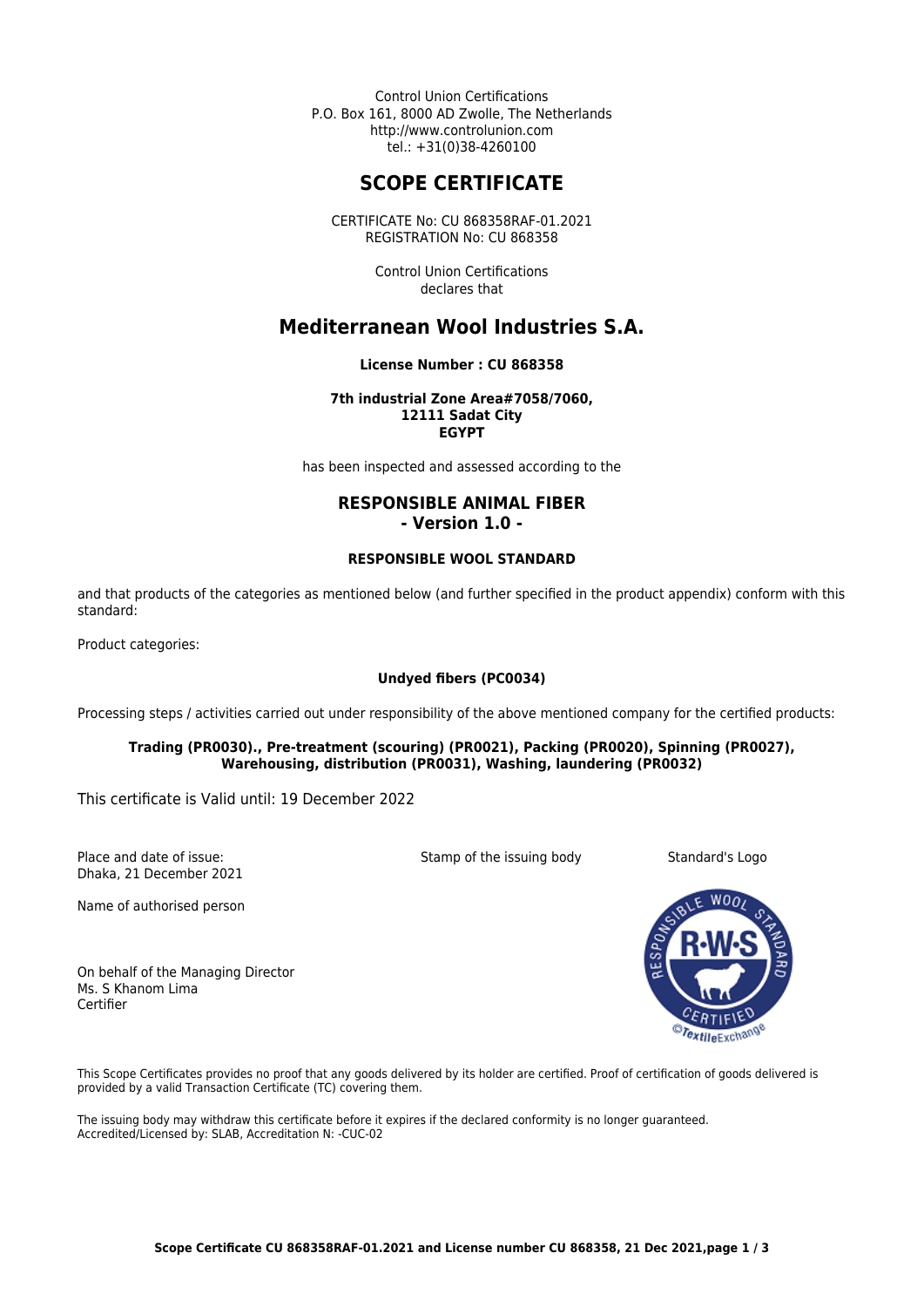Control Union Certifications
P.O. Box 161, 8000 AD Zwolle, The Netherlands
http://www.controlunion.com
tel.: +31(0)38-4260100

# SCOPE CERTIFICATE

CERTIFICATE No: CU 868358RAF-01.2021
REGISTRATION No: CU 868358

Control Union Certifications
declares that

## Mediterranean Wool Industries S.A.

**License Number : CU 868358**

**7th industrial Zone Area#7058/7060,**
**12111 Sadat City**
**EGYPT**

has been inspected and assessed according to the

### RESPONSIBLE ANIMAL FIBER
### - Version 1.0 -

**RESPONSIBLE WOOL STANDARD**

and that products of the categories as mentioned below (and further specified in the product appendix) conform with this standard:

Product categories:

**Undyed fibers (PC0034)**

Processing steps / activities carried out under responsibility of the above mentioned company for the certified products:

**Trading (PR0030)., Pre-treatment (scouring) (PR0021), Packing (PR0020), Spinning (PR0027), Warehousing, distribution (PR0031), Washing, laundering (PR0032)**

This certificate is Valid until: 19 December 2022

Place and date of issue:
Dhaka, 21 December 2021

Stamp of the issuing body

Standard's Logo

Name of authorised person

On behalf of the Managing Director
Ms. S Khanom Lima
Certifier

This Scope Certificates provides no proof that any goods delivered by its holder are certified. Proof of certification of goods delivered is provided by a valid Transaction Certificate (TC) covering them.

The issuing body may withdraw this certificate before it expires if the declared conformity is no longer guaranteed.
Accredited/Licensed by: SLAB, Accreditation N: -CUC-02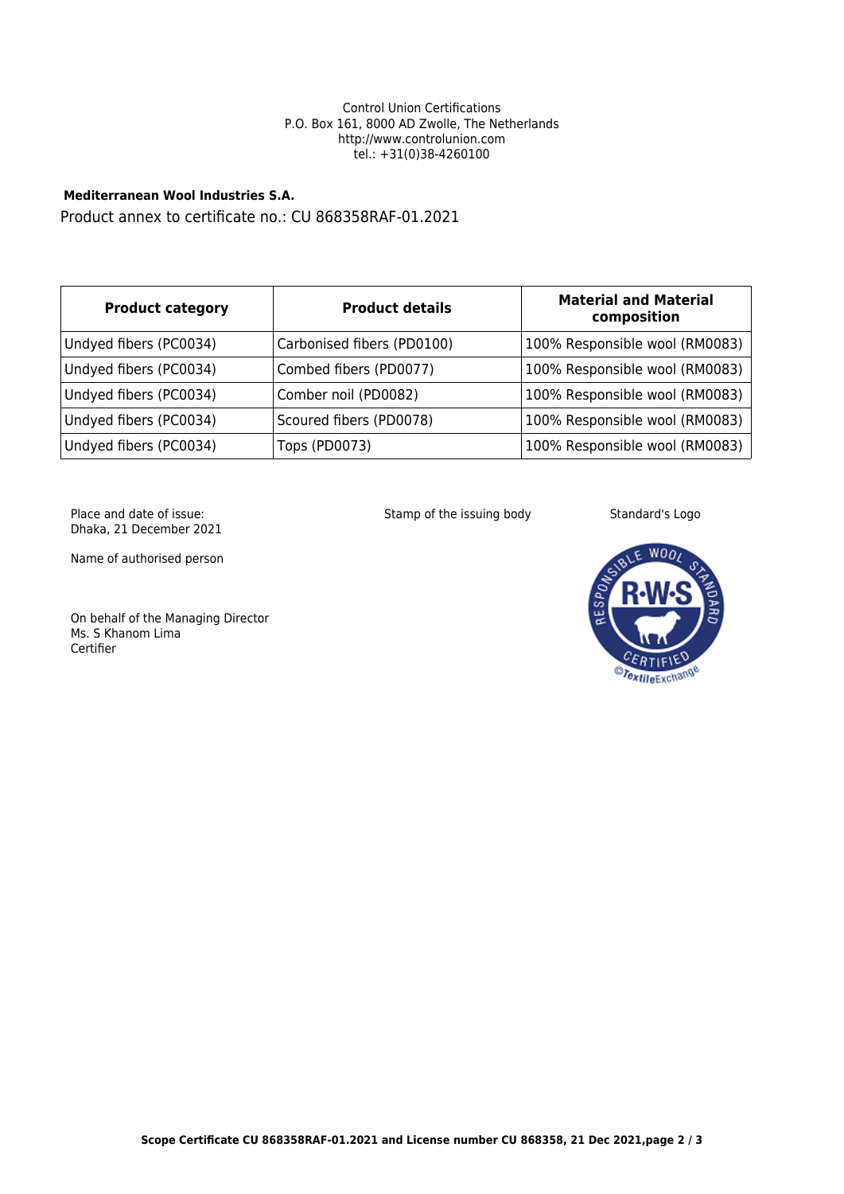Control Union Certifications
P.O. Box 161, 8000 AD Zwolle, The Netherlands
http://www.controlunion.com
tel.: +31(0)38-4260100

**Mediterranean Wool Industries S.A.**

Product annex to certificate no.: CU 868358RAF-01.2021

| Product category | Product details | Material and Material composition |
|---|---|---|
| Undyed fibers (PC0034) | Carbonised fibers (PD0100) | 100% Responsible wool (RM0083) |
| Undyed fibers (PC0034) | Combed fibers (PD0077) | 100% Responsible wool (RM0083) |
| Undyed fibers (PC0034) | Comber noil (PD0082) | 100% Responsible wool (RM0083) |
| Undyed fibers (PC0034) | Scoured fibers (PD0078) | 100% Responsible wool (RM0083) |
| Undyed fibers (PC0034) | Tops (PD0073) | 100% Responsible wool (RM0083) |

Place and date of issue:
Dhaka, 21 December 2021

Stamp of the issuing body

Standard's Logo

Name of authorised person

On behalf of the Managing Director
Ms. S Khanom Lima
Certifier

Scope Certificate CU 868358RAF-01.2021 and License number CU 868358, 21 Dec 2021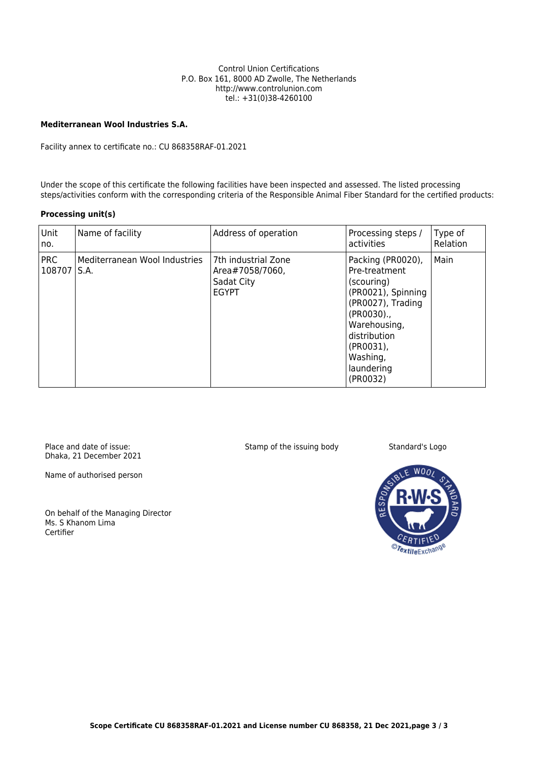Control Union Certifications
P.O. Box 161, 8000 AD Zwolle, The Netherlands
http://www.controlunion.com
tel.: +31(0)38-4260100

**Mediterranean Wool Industries S.A.**

Facility annex to certificate no.: CU 868358RAF-01.2021

Under the scope of this certificate the following facilities have been inspected and assessed. The listed processing steps/activities conform with the corresponding criteria of the Responsible Animal Fiber Standard for the certified products:

**Processing unit(s)**

| Unit no. | Name of facility | Address of operation | Processing steps / activities | Type of Relation |
|---|---|---|---|---|
| PRC 108707 | Mediterranean Wool Industries S.A. | 7th industrial Zone Area#7058/7060, Sadat City EGYPT | Packing (PR0020), Pre-treatment (scouring) (PR0021), Spinning (PR0027), Trading (PR0030)., Warehousing, distribution (PR0031), Washing, laundering (PR0032) | Main |

Place and date of issue:
Dhaka, 21 December 2021

Stamp of the issuing body

Standard's Logo

Name of authorised person

On behalf of the Managing Director
Ms. S Khanom Lima
Certifier

Scope Certificate CU 868358RAF-01.2021 and License number CU 868358, 21 Dec 2021